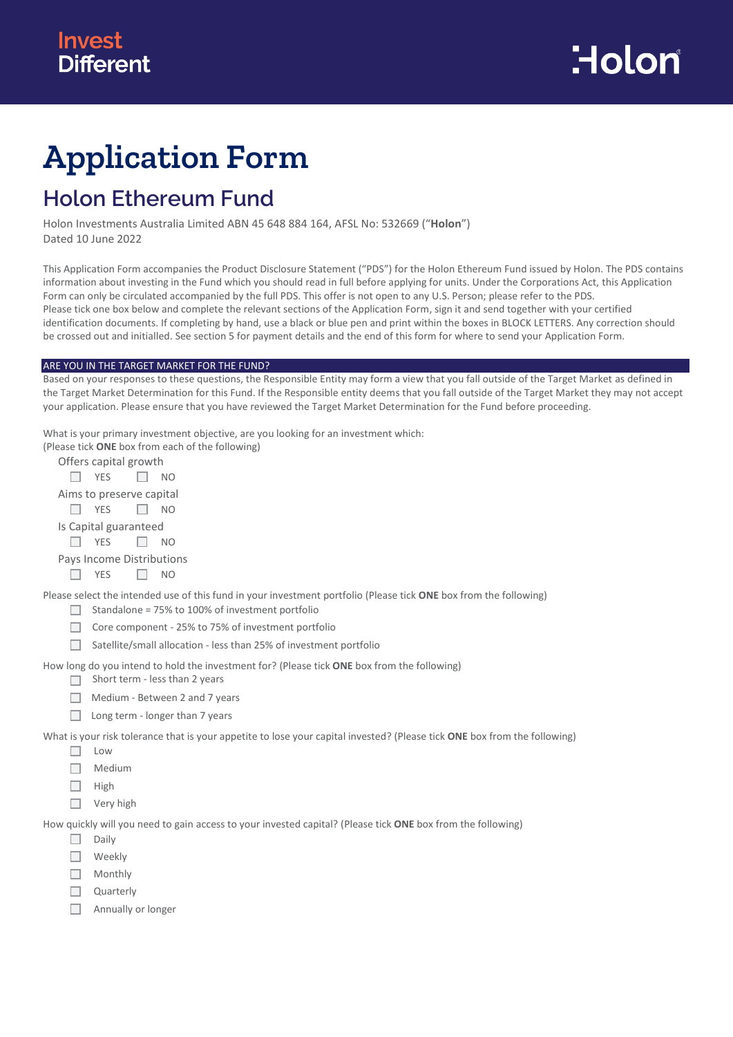Invest Different

Holon

# Application Form

## Holon Ethereum Fund

Holon Investments Australia Limited ABN 45 648 884 164, AFSL No: 532669 ("**Holon**")
Dated 10 June 2022

This Application Form accompanies the Product Disclosure Statement ("PDS") for the Holon Ethereum Fund issued by Holon. The PDS contains information about investing in the Fund which you should read in full before applying for units. Under the Corporations Act, this Application Form can only be circulated accompanied by the full PDS. This offer is not open to any U.S. Person; please refer to the PDS.
Please tick one box below and complete the relevant sections of the Application Form, sign it and send together with your certified identification documents. If completing by hand, use a black or blue pen and print within the boxes in BLOCK LETTERS. Any correction should be crossed out and initialled. See section 5 for payment details and the end of this form for where to send your Application Form.

### ARE YOU IN THE TARGET MARKET FOR THE FUND?

Based on your responses to these questions, the Responsible Entity may form a view that you fall outside of the Target Market as defined in the Target Market Determination for this Fund. If the Responsible entity deems that you fall outside of the Target Market they may not accept your application. Please ensure that you have reviewed the Target Market Determination for the Fund before proceeding.

What is your primary investment objective, are you looking for an investment which:
(Please tick **ONE** box from each of the following)

Offers capital growth
- ☐ YES ☐ NO

Aims to preserve capital
- ☐ YES ☐ NO

Is Capital guaranteed
- ☐ YES ☐ NO

Pays Income Distributions
- ☐ YES ☐ NO

Please select the intended use of this fund in your investment portfolio (Please tick **ONE** box from the following)
- ☐ Standalone = 75% to 100% of investment portfolio
- ☐ Core component - 25% to 75% of investment portfolio
- ☐ Satellite/small allocation - less than 25% of investment portfolio

How long do you intend to hold the investment for? (Please tick **ONE** box from the following)
- ☐ Short term - less than 2 years
- ☐ Medium - Between 2 and 7 years
- ☐ Long term - longer than 7 years

What is your risk tolerance that is your appetite to lose your capital invested? (Please tick **ONE** box from the following)
- ☐ Low
- ☐ Medium
- ☐ High
- ☐ Very high

How quickly will you need to gain access to your invested capital? (Please tick **ONE** box from the following)
- ☐ Daily
- ☐ Weekly
- ☐ Monthly
- ☐ Quarterly
- ☐ Annually or longer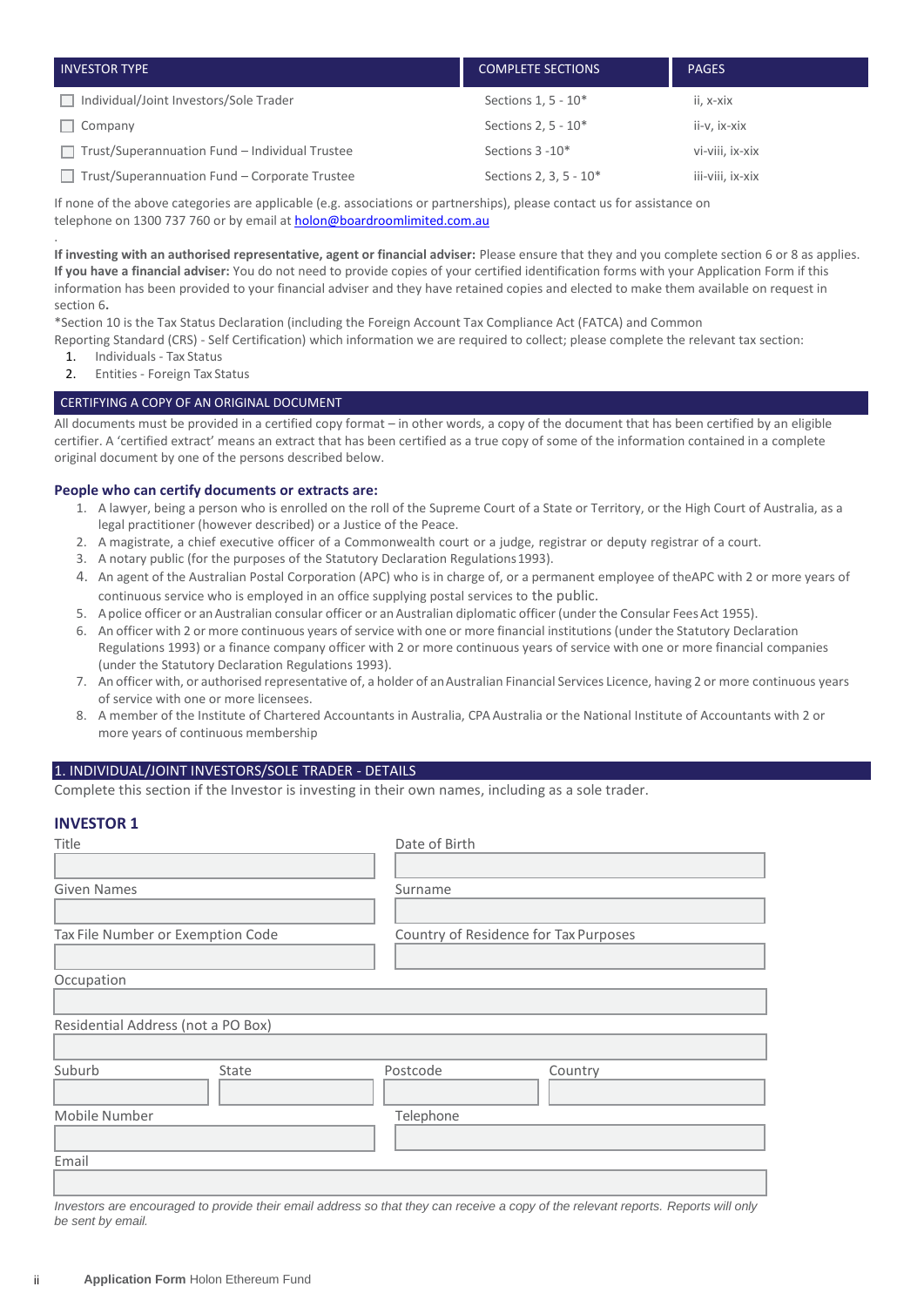| INVESTOR TYPE | COMPLETE SECTIONS | PAGES |
|---|---|---|
| ☐ Individual/Joint Investors/Sole Trader | Sections 1, 5 - 10* | ii, x-xix |
| ☐ Company | Sections 2, 5 - 10* | ii-v, ix-xix |
| ☐ Trust/Superannuation Fund – Individual Trustee | Sections 3 -10* | vi-viii, ix-xix |
| ☐ Trust/Superannuation Fund – Corporate Trustee | Sections 2, 3, 5 - 10* | iii-viii, ix-xix |

If none of the above categories are applicable (e.g. associations or partnerships), please contact us for assistance on telephone on 1300 737 760 or by email at holon@boardroomlimited.com.au

**If investing with an authorised representative, agent or financial adviser:** Please ensure that they and you complete section 6 or 8 as applies. **If you have a financial adviser:** You do not need to provide copies of your certified identification forms with your Application Form if this information has been provided to your financial adviser and they have retained copies and elected to make them available on request in section 6**.**

*Section 10 is the Tax Status Declaration (including the Foreign Account Tax Compliance Act (FATCA) and Common Reporting Standard (CRS) - Self Certification) which information we are required to collect; please complete the relevant tax section:

1. Individuals - Tax Status
2. Entities - Foreign Tax Status

## CERTIFYING A COPY OF AN ORIGINAL DOCUMENT

All documents must be provided in a certified copy format – in other words, a copy of the document that has been certified by an eligible certifier. A 'certified extract' means an extract that has been certified as a true copy of some of the information contained in a complete original document by one of the persons described below.

### People who can certify documents or extracts are:

1. A lawyer, being a person who is enrolled on the roll of the Supreme Court of a State or Territory, or the High Court of Australia, as a legal practitioner (however described) or a Justice of the Peace.
2. A magistrate, a chief executive officer of a Commonwealth court or a judge, registrar or deputy registrar of a court.
3. A notary public (for the purposes of the Statutory Declaration Regulations 1993).
4. An agent of the Australian Postal Corporation (APC) who is in charge of, or a permanent employee of theAPC with 2 or more years of continuous service who is employed in an office supplying postal services to the public.
5. A police officer or an Australian consular officer or an Australian diplomatic officer (under the Consular Fees Act 1955).
6. An officer with 2 or more continuous years of service with one or more financial institutions (under the Statutory Declaration Regulations 1993) or a finance company officer with 2 or more continuous years of service with one or more financial companies (under the Statutory Declaration Regulations 1993).
7. An officer with, or authorised representative of, a holder of an Australian Financial Services Licence, having 2 or more continuous years of service with one or more licensees.
8. A member of the Institute of Chartered Accountants in Australia, CPA Australia or the National Institute of Accountants with 2 or more years of continuous membership

## 1. INDIVIDUAL/JOINT INVESTORS/SOLE TRADER - DETAILS

Complete this section if the Investor is investing in their own names, including as a sole trader.

### INVESTOR 1

| Title | Date of Birth |
|---|---|
| | |
| **Given Names** | **Surname** |
| | |
| **Tax File Number or Exemption Code** | **Country of Residence for Tax Purposes** |
| | |

Occupation

Residential Address (not a PO Box)

| Suburb | State | Postcode | Country |
|---|---|---|---|
| | | | |

| Mobile Number | Telephone |
|---|---|
| | |

Email

*Investors are encouraged to provide their email address so that they can receive a copy of the relevant reports. Reports will only be sent by email.*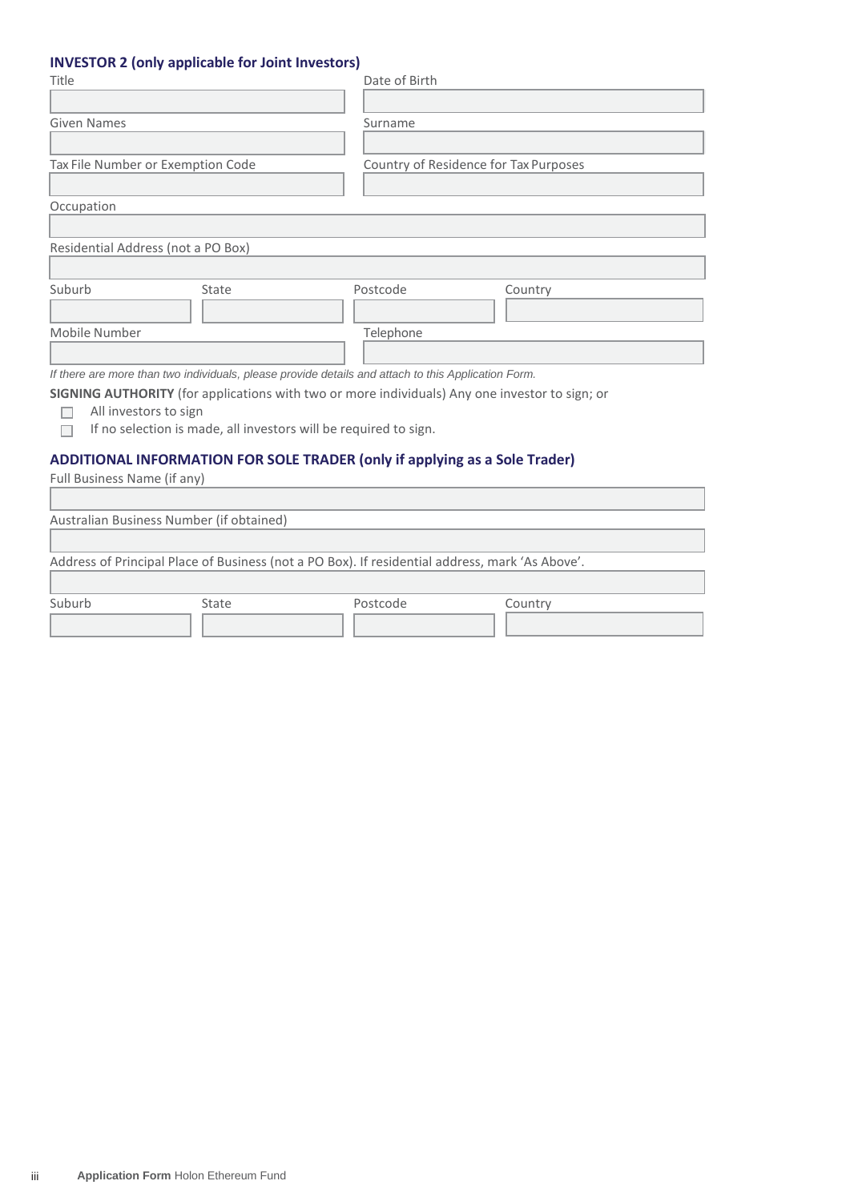## INVESTOR 2 (only applicable for Joint Investors)

| Title | Date of Birth |
| --- | --- |
| | |

| Given Names | Surname |
| --- | --- |
| | |

| Tax File Number or Exemption Code | Country of Residence for Tax Purposes |
| --- | --- |
| | |

| Occupation |
| --- |
| |

| Residential Address (not a PO Box) |
| --- |
| |

| Suburb | State | Postcode | Country |
| --- | --- | --- | --- |
| | | | |

| Mobile Number | Telephone |
| --- | --- |
| | |

*If there are more than two individuals, please provide details and attach to this Application Form.*

**SIGNING AUTHORITY** (for applications with two or more individuals) Any one investor to sign; or

- ☐ All investors to sign
- ☐ If no selection is made, all investors will be required to sign.

## ADDITIONAL INFORMATION FOR SOLE TRADER (only if applying as a Sole Trader)

| Full Business Name (if any) |
| --- |
| |

| Australian Business Number (if obtained) |
| --- |
| |

| Address of Principal Place of Business (not a PO Box). If residential address, mark 'As Above'. |
| --- |
| |

| Suburb | State | Postcode | Country |
| --- | --- | --- | --- |
| | | | |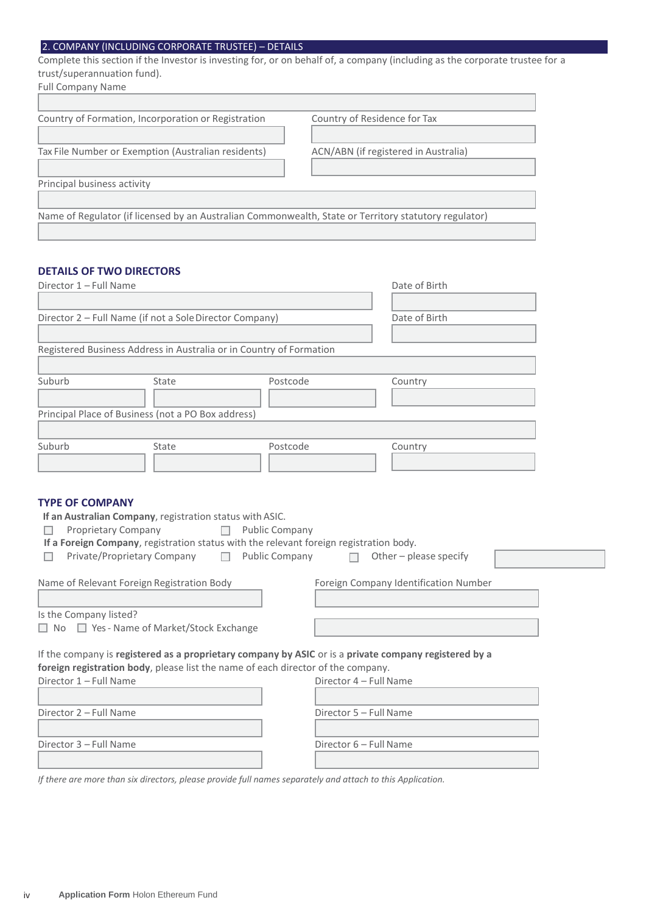## 2. COMPANY (INCLUDING CORPORATE TRUSTEE) – DETAILS

Complete this section if the Investor is investing for, or on behalf of, a company (including as the corporate trustee for a trust/superannuation fund).

Full Company Name

Country of Formation, Incorporation or Registration

Country of Residence for Tax

Tax File Number or Exemption (Australian residents)

ACN/ABN (if registered in Australia)

Principal business activity

Name of Regulator (if licensed by an Australian Commonwealth, State or Territory statutory regulator)

### DETAILS OF TWO DIRECTORS

Director 1 – Full Name

Date of Birth

Director 2 – Full Name (if not a Sole Director Company)

Date of Birth

Registered Business Address in Australia or in Country of Formation

| Suburb | State | Postcode | Country |
|---|---|---|---|
| | | | |

Principal Place of Business (not a PO Box address)

| Suburb | State | Postcode | Country |
|---|---|---|---|
| | | | |

### TYPE OF COMPANY

**If an Australian Company**, registration status with ASIC.

☐ Proprietary Company ☐ Public Company

**If a Foreign Company**, registration status with the relevant foreign registration body.

☐ Private/Proprietary Company ☐ Public Company ☐ Other – please specify

Name of Relevant Foreign Registration Body

Foreign Company Identification Number

Is the Company listed?

☐ No ☐ Yes - Name of Market/Stock Exchange

If the company is **registered as a proprietary company by ASIC** or is a **private company registered by a foreign registration body**, please list the name of each director of the company.

Director 1 – Full Name

Director 2 – Full Name

Director 3 – Full Name

Director 4 – Full Name

Director 5 – Full Name

Director 6 – Full Name

*If there are more than six directors, please provide full names separately and attach to this Application.*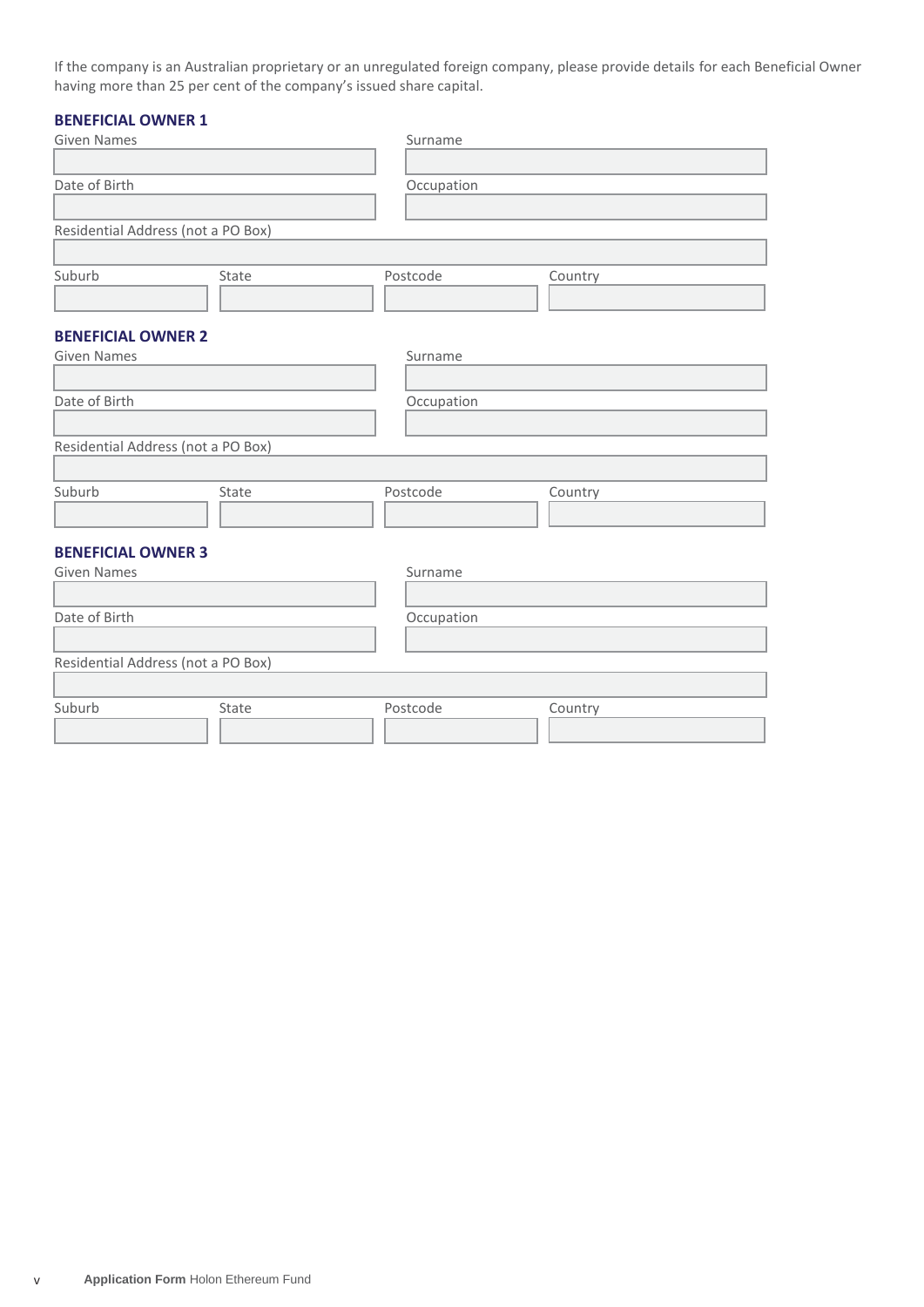If the company is an Australian proprietary or an unregulated foreign company, please provide details for each Beneficial Owner having more than 25 per cent of the company's issued share capital.

### BENEFICIAL OWNER 1

| Given Names | Surname |
| --- | --- |
| | |

| Date of Birth | Occupation |
| --- | --- |
| | |

Residential Address (not a PO Box)

| Suburb | State | Postcode | Country |
| --- | --- | --- | --- |
| | | | |

### BENEFICIAL OWNER 2

| Given Names | Surname |
| --- | --- |
| | |

| Date of Birth | Occupation |
| --- | --- |
| | |

Residential Address (not a PO Box)

| Suburb | State | Postcode | Country |
| --- | --- | --- | --- |
| | | | |

### BENEFICIAL OWNER 3

| Given Names | Surname |
| --- | --- |
| | |

| Date of Birth | Occupation |
| --- | --- |
| | |

Residential Address (not a PO Box)

| Suburb | State | Postcode | Country |
| --- | --- | --- | --- |
| | | | |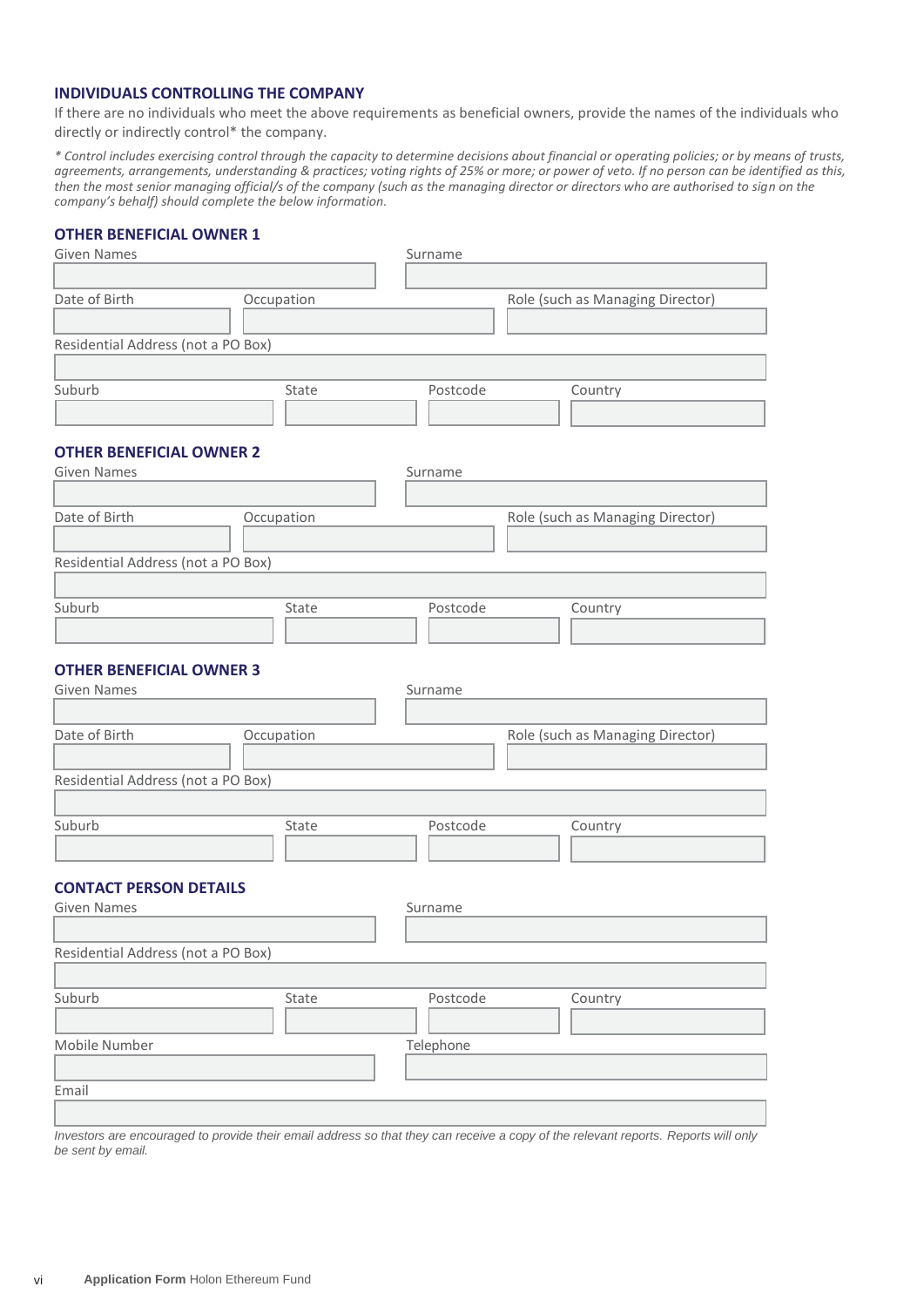## INDIVIDUALS CONTROLLING THE COMPANY

If there are no individuals who meet the above requirements as beneficial owners, provide the names of the individuals who directly or indirectly control* the company.

*\* Control includes exercising control through the capacity to determine decisions about financial or operating policies; or by means of trusts, agreements, arrangements, understanding & practices; voting rights of 25% or more; or power of veto. If no person can be identified as this, then the most senior managing official/s of the company (such as the managing director or directors who are authorised to sign on the company's behalf) should complete the below information.*

### OTHER BENEFICIAL OWNER 1

Given Names

Surname

Date of Birth

Occupation

Role (such as Managing Director)

Residential Address (not a PO Box)

Suburb

State

Postcode

Country

### OTHER BENEFICIAL OWNER 2

Given Names

Surname

Date of Birth

Occupation

Role (such as Managing Director)

Residential Address (not a PO Box)

Suburb

State

Postcode

Country

### OTHER BENEFICIAL OWNER 3

Given Names

Surname

Date of Birth

Occupation

Role (such as Managing Director)

Residential Address (not a PO Box)

Suburb

State

Postcode

Country

### CONTACT PERSON DETAILS

Given Names

Surname

Residential Address (not a PO Box)

Suburb

State

Postcode

Country

Mobile Number

Telephone

Email

*Investors are encouraged to provide their email address so that they can receive a copy of the relevant reports. Reports will only be sent by email.*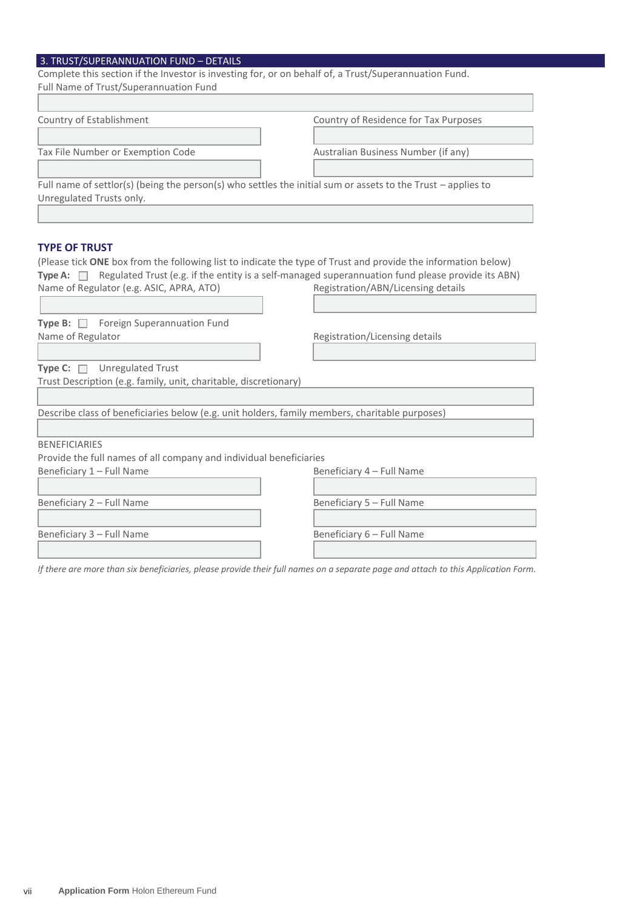## 3. TRUST/SUPERANNUATION FUND – DETAILS

Complete this section if the Investor is investing for, or on behalf of, a Trust/Superannuation Fund.

Full Name of Trust/Superannuation Fund

Country of Establishment

Country of Residence for Tax Purposes

Tax File Number or Exemption Code

Australian Business Number (if any)

Full name of settlor(s) (being the person(s) who settles the initial sum or assets to the Trust – applies to Unregulated Trusts only.

### TYPE OF TRUST

(Please tick **ONE** box from the following list to indicate the type of Trust and provide the information below)

**Type A:** ☐ Regulated Trust (e.g. if the entity is a self-managed superannuation fund please provide its ABN)

Name of Regulator (e.g. ASIC, APRA, ATO)

Registration/ABN/Licensing details

**Type B:** ☐ Foreign Superannuation Fund

Name of Regulator

Registration/Licensing details

**Type C:** ☐ Unregulated Trust

Trust Description (e.g. family, unit, charitable, discretionary)

Describe class of beneficiaries below (e.g. unit holders, family members, charitable purposes)

BENEFICIARIES

Provide the full names of all company and individual beneficiaries

Beneficiary 1 – Full Name

Beneficiary 2 – Full Name

Beneficiary 3 – Full Name

Beneficiary 4 – Full Name

Beneficiary 5 – Full Name

Beneficiary 6 – Full Name

*If there are more than six beneficiaries, please provide their full names on a separate page and attach to this Application Form.*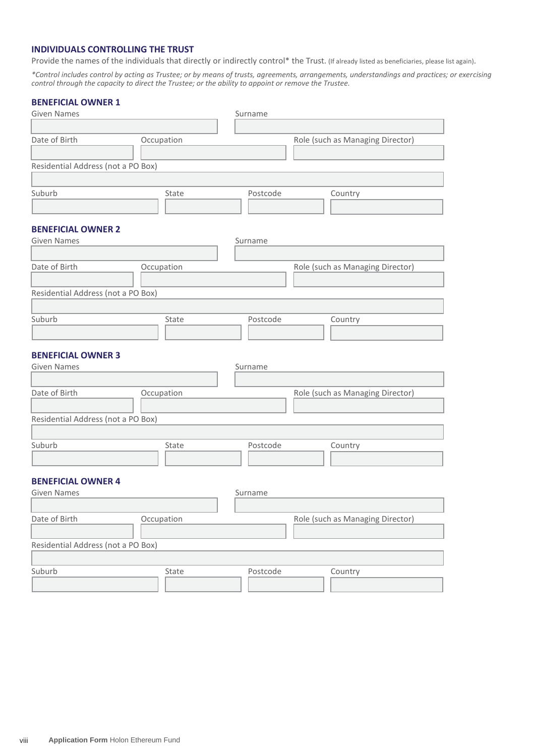## INDIVIDUALS CONTROLLING THE TRUST

Provide the names of the individuals that directly or indirectly control* the Trust. (If already listed as beneficiaries, please list again).

*\*Control includes control by acting as Trustee; or by means of trusts, agreements, arrangements, understandings and practices; or exercising control through the capacity to direct the Trustee; or the ability to appoint or remove the Trustee.*

### BENEFICIAL OWNER 1

Given Names

Surname

Date of Birth

Occupation

Role (such as Managing Director)

Residential Address (not a PO Box)

Suburb

State

Postcode

Country

### BENEFICIAL OWNER 2

Given Names

Surname

Date of Birth

Occupation

Role (such as Managing Director)

Residential Address (not a PO Box)

Suburb

State

Postcode

Country

### BENEFICIAL OWNER 3

Given Names

Surname

Date of Birth

Occupation

Role (such as Managing Director)

Residential Address (not a PO Box)

Suburb

State

Postcode

Country

### BENEFICIAL OWNER 4

Given Names

Surname

Date of Birth

Occupation

Role (such as Managing Director)

Residential Address (not a PO Box)

Suburb

State

Postcode

Country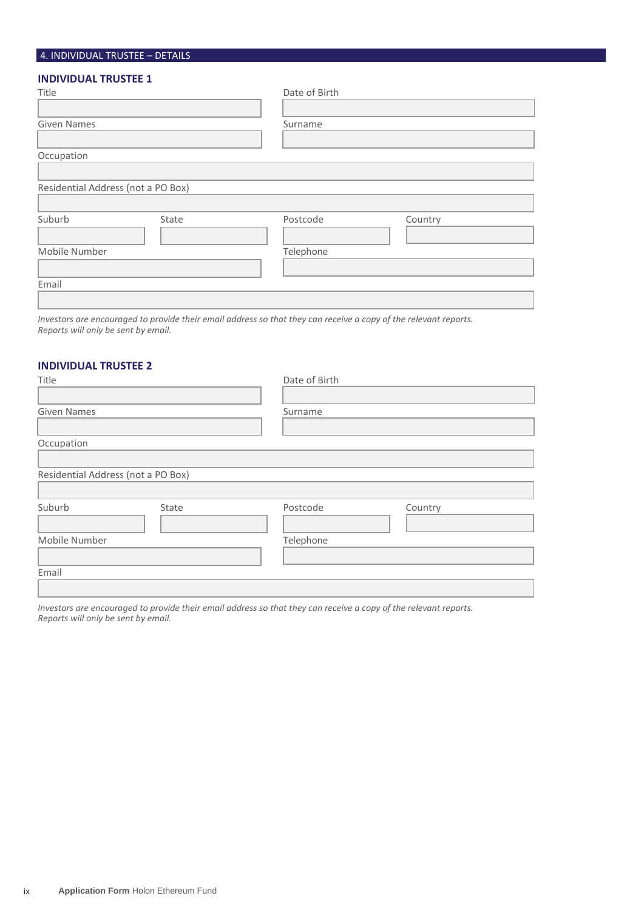## 4. INDIVIDUAL TRUSTEE – DETAILS

### INDIVIDUAL TRUSTEE 1

| Title | Date of Birth |
|---|---|
| | |

| Given Names | Surname |
|---|---|
| | |

Occupation

Residential Address (not a PO Box)

| Suburb | State | Postcode | Country |
|---|---|---|---|
| | | | |

| Mobile Number | Telephone |
|---|---|
| | |

Email

*Investors are encouraged to provide their email address so that they can receive a copy of the relevant reports. Reports will only be sent by email.*

### INDIVIDUAL TRUSTEE 2

| Title | Date of Birth |
|---|---|
| | |

| Given Names | Surname |
|---|---|
| | |

Occupation

Residential Address (not a PO Box)

| Suburb | State | Postcode | Country |
|---|---|---|---|
| | | | |

| Mobile Number | Telephone |
|---|---|
| | |

Email

*Investors are encouraged to provide their email address so that they can receive a copy of the relevant reports. Reports will only be sent by email.*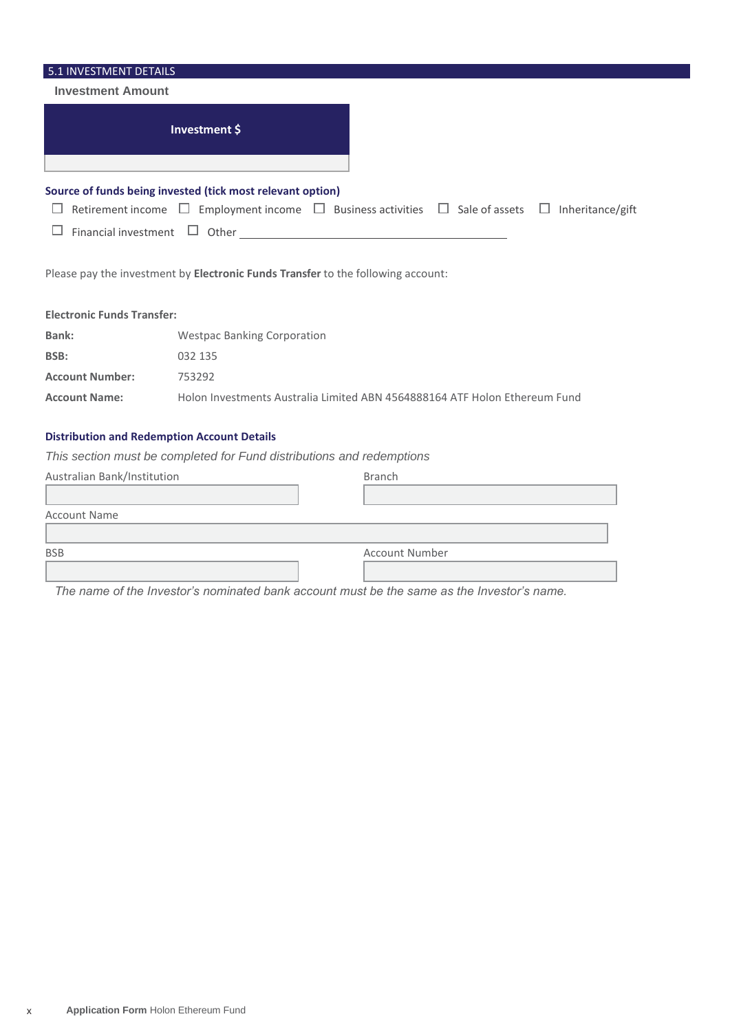## 5.1 INVESTMENT DETAILS

### Investment Amount

| Investment $ |
|---|
| |

**Source of funds being invested (tick most relevant option)**

☐ Retirement income ☐ Employment income ☐ Business activities ☐ Sale of assets ☐ Inheritance/gift

☐ Financial investment ☐ Other ______________________________

Please pay the investment by **Electronic Funds Transfer** to the following account:

**Electronic Funds Transfer:**

| | |
|---|---|
| **Bank:** | Westpac Banking Corporation |
| **BSB:** | 032 135 |
| **Account Number:** | 753292 |
| **Account Name:** | Holon Investments Australia Limited ABN 4564888164 ATF Holon Ethereum Fund |

**Distribution and Redemption Account Details**

*This section must be completed for Fund distributions and redemptions*

| Australian Bank/Institution | Branch |
|---|---|
| | |

| Account Name |
|---|
| |

| BSB | Account Number |
|---|---|
| | |

*The name of the Investor's nominated bank account must be the same as the Investor's name.*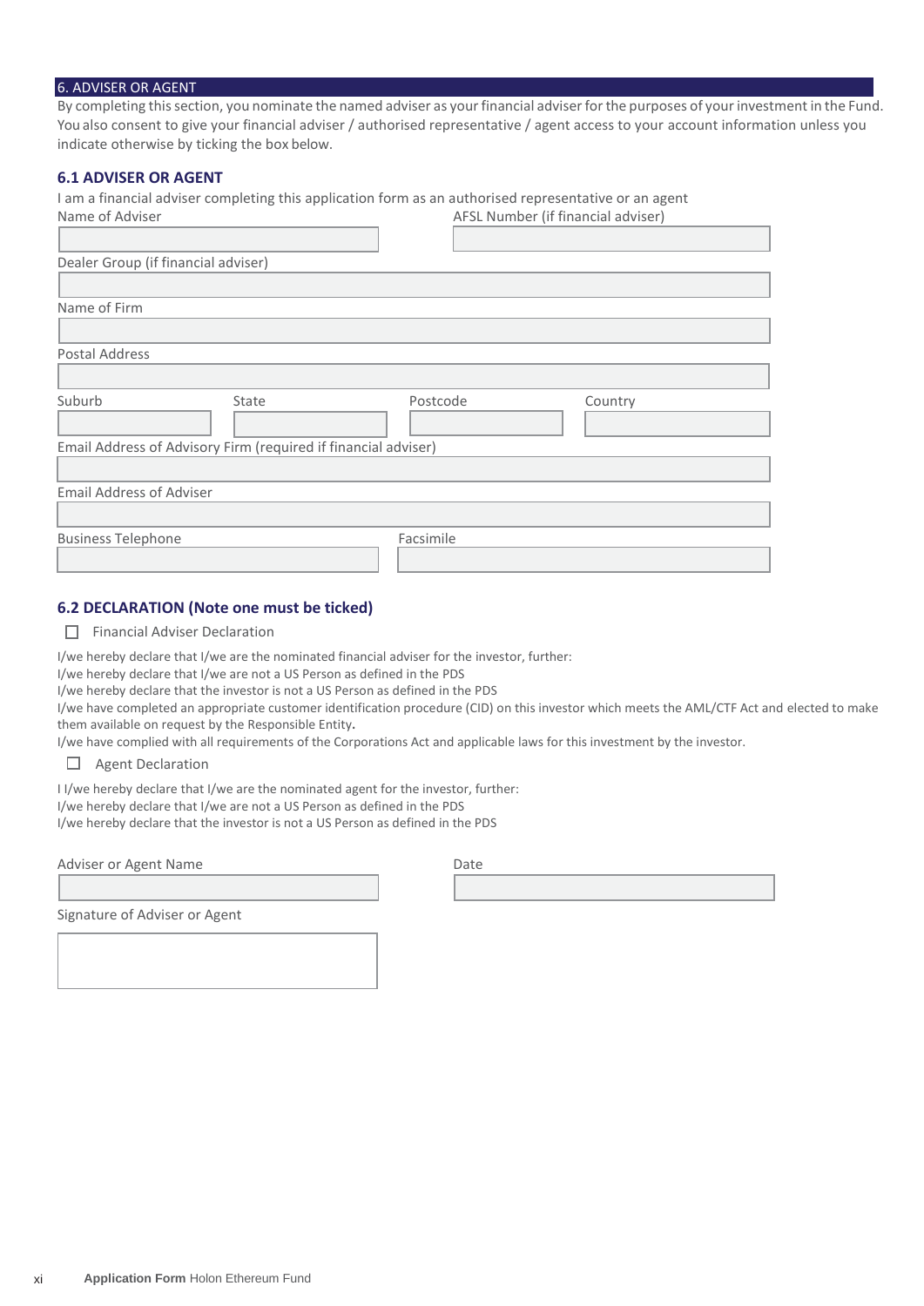## 6. ADVISER OR AGENT

By completing this section, you nominate the named adviser as your financial adviser for the purposes of your investment in the Fund. You also consent to give your financial adviser / authorised representative / agent access to your account information unless you indicate otherwise by ticking the box below.

### 6.1 ADVISER OR AGENT

I am a financial adviser completing this application form as an authorised representative or an agent

Name of Adviser

AFSL Number (if financial adviser)

Dealer Group (if financial adviser)

Name of Firm

Postal Address

Suburb

State

Postcode

Country

Email Address of Advisory Firm (required if financial adviser)

Email Address of Adviser

Business Telephone

Facsimile

### 6.2 DECLARATION (Note one must be ticked)

☐ Financial Adviser Declaration

I/we hereby declare that I/we are the nominated financial adviser for the investor, further:
I/we hereby declare that I/we are not a US Person as defined in the PDS
I/we hereby declare that the investor is not a US Person as defined in the PDS
I/we have completed an appropriate customer identification procedure (CID) on this investor which meets the AML/CTF Act and elected to make them available on request by the Responsible Entity.
I/we have complied with all requirements of the Corporations Act and applicable laws for this investment by the investor.

☐ Agent Declaration

I I/we hereby declare that I/we are the nominated agent for the investor, further:
I/we hereby declare that I/we are not a US Person as defined in the PDS
I/we hereby declare that the investor is not a US Person as defined in the PDS

Adviser or Agent Name

Date

Signature of Adviser or Agent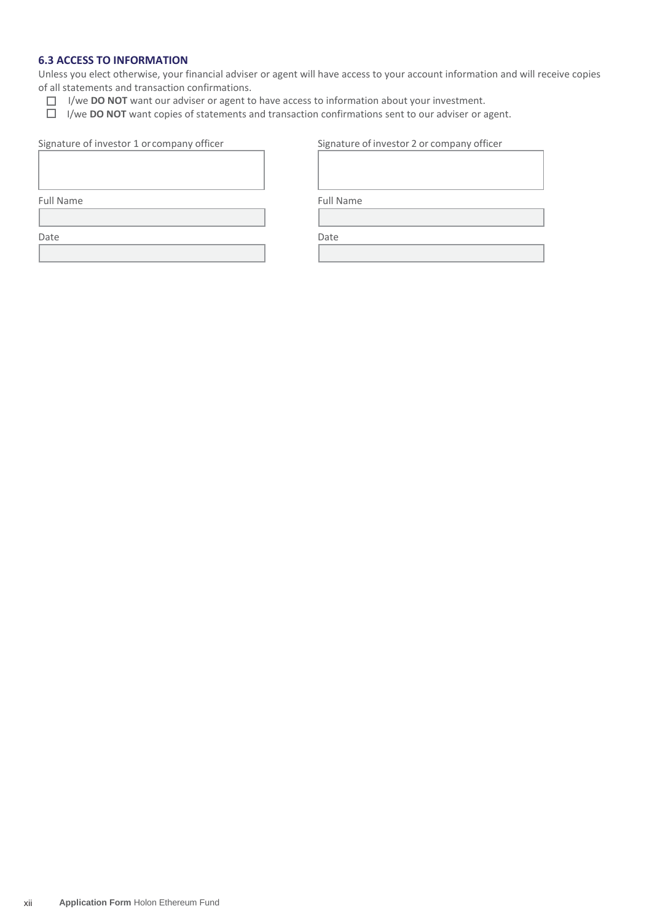### 6.3 ACCESS TO INFORMATION

Unless you elect otherwise, your financial adviser or agent will have access to your account information and will receive copies of all statements and transaction confirmations.

- ☐ I/we **DO NOT** want our adviser or agent to have access to information about your investment.
- ☐ I/we **DO NOT** want copies of statements and transaction confirmations sent to our adviser or agent.

| Signature of investor 1 or company officer | Signature of investor 2 or company officer |
| --- | --- |
| | |
| Full Name | Full Name |
| | |
| Date | Date |
| | |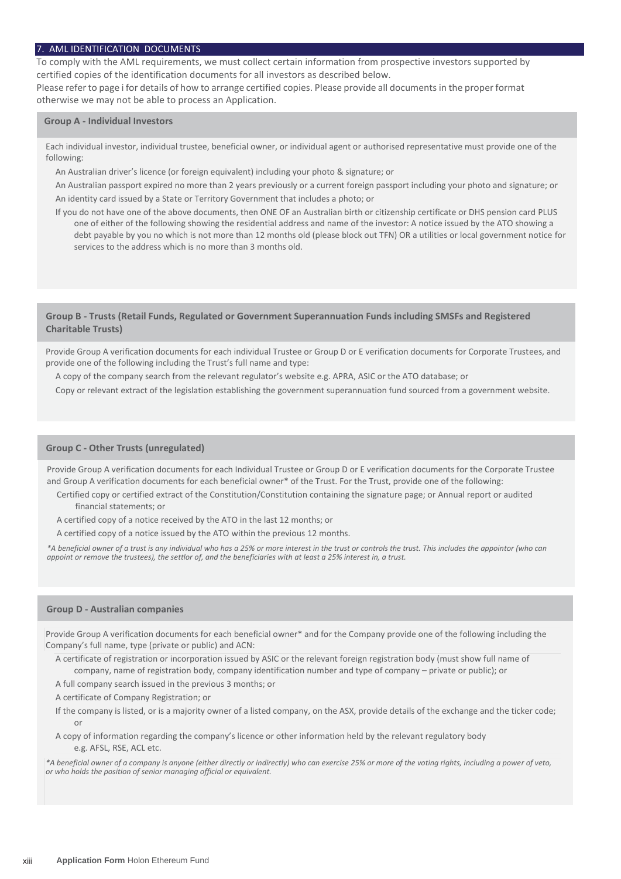## 7. AML IDENTIFICATION DOCUMENTS

To comply with the AML requirements, we must collect certain information from prospective investors supported by certified copies of the identification documents for all investors as described below.

Please refer to page i for details of how to arrange certified copies. Please provide all documents in the proper format otherwise we may not be able to process an Application.

### Group A - Individual Investors

Each individual investor, individual trustee, beneficial owner, or individual agent or authorised representative must provide one of the following:

- An Australian driver's licence (or foreign equivalent) including your photo & signature; or
- An Australian passport expired no more than 2 years previously or a current foreign passport including your photo and signature; or
- An identity card issued by a State or Territory Government that includes a photo; or
- If you do not have one of the above documents, then ONE OF an Australian birth or citizenship certificate or DHS pension card PLUS one of either of the following showing the residential address and name of the investor: A notice issued by the ATO showing a debt payable by you no which is not more than 12 months old (please block out TFN) OR a utilities or local government notice for services to the address which is no more than 3 months old.

### Group B - Trusts (Retail Funds, Regulated or Government Superannuation Funds including SMSFs and Registered Charitable Trusts)

Provide Group A verification documents for each individual Trustee or Group D or E verification documents for Corporate Trustees, and provide one of the following including the Trust's full name and type:

- A copy of the company search from the relevant regulator's website e.g. APRA, ASIC or the ATO database; or
- Copy or relevant extract of the legislation establishing the government superannuation fund sourced from a government website.

### Group C - Other Trusts (unregulated)

Provide Group A verification documents for each Individual Trustee or Group D or E verification documents for the Corporate Trustee and Group A verification documents for each beneficial owner* of the Trust. For the Trust, provide one of the following:

- Certified copy or certified extract of the Constitution/Constitution containing the signature page; or Annual report or audited financial statements; or
- A certified copy of a notice received by the ATO in the last 12 months; or
- A certified copy of a notice issued by the ATO within the previous 12 months.

*\*A beneficial owner of a trust is any individual who has a 25% or more interest in the trust or controls the trust. This includes the appointor (who can appoint or remove the trustees), the settlor of, and the beneficiaries with at least a 25% interest in, a trust.*

### Group D - Australian companies

Provide Group A verification documents for each beneficial owner* and for the Company provide one of the following including the Company's full name, type (private or public) and ACN:

- A certificate of registration or incorporation issued by ASIC or the relevant foreign registration body (must show full name of company, name of registration body, company identification number and type of company – private or public); or
- A full company search issued in the previous 3 months; or
- A certificate of Company Registration; or
- If the company is listed, or is a majority owner of a listed company, on the ASX, provide details of the exchange and the ticker code; or
- A copy of information regarding the company's licence or other information held by the relevant regulatory body e.g. AFSL, RSE, ACL etc.

*\*A beneficial owner of a company is anyone (either directly or indirectly) who can exercise 25% or more of the voting rights, including a power of veto, or who holds the position of senior managing official or equivalent.*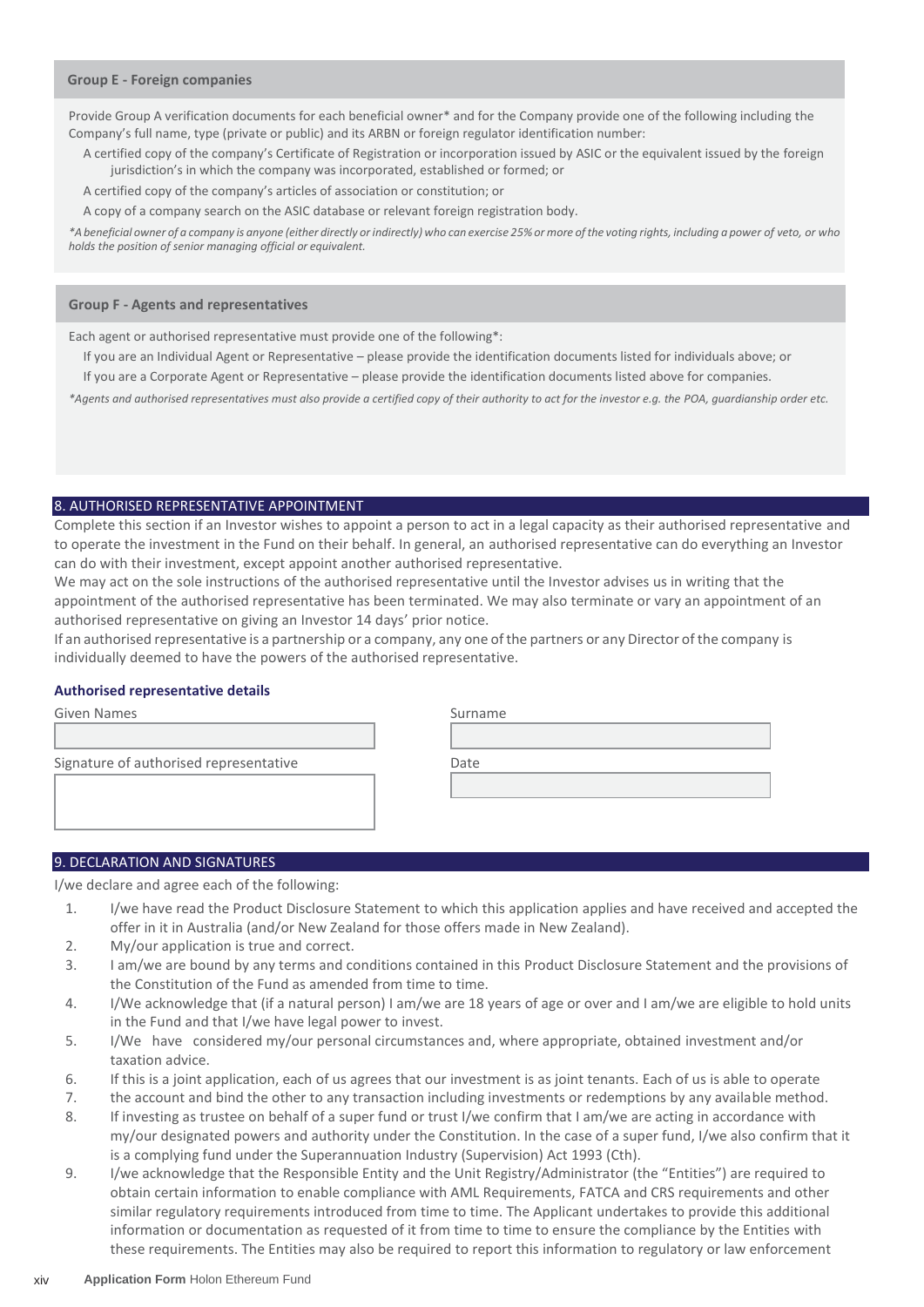### Group E - Foreign companies

Provide Group A verification documents for each beneficial owner* and for the Company provide one of the following including the Company's full name, type (private or public) and its ARBN or foreign regulator identification number:

- A certified copy of the company's Certificate of Registration or incorporation issued by ASIC or the equivalent issued by the foreign jurisdiction's in which the company was incorporated, established or formed; or
- A certified copy of the company's articles of association or constitution; or
- A copy of a company search on the ASIC database or relevant foreign registration body.

*\*A beneficial owner of a company is anyone (either directly or indirectly) who can exercise 25% or more of the voting rights, including a power of veto, or who holds the position of senior managing official or equivalent.*

### Group F - Agents and representatives

Each agent or authorised representative must provide one of the following*:

- If you are an Individual Agent or Representative – please provide the identification documents listed for individuals above; or
- If you are a Corporate Agent or Representative – please provide the identification documents listed above for companies.

*\*Agents and authorised representatives must also provide a certified copy of their authority to act for the investor e.g. the POA, guardianship order etc.*

## 8. AUTHORISED REPRESENTATIVE APPOINTMENT

Complete this section if an Investor wishes to appoint a person to act in a legal capacity as their authorised representative and to operate the investment in the Fund on their behalf. In general, an authorised representative can do everything an Investor can do with their investment, except appoint another authorised representative.

We may act on the sole instructions of the authorised representative until the Investor advises us in writing that the appointment of the authorised representative has been terminated. We may also terminate or vary an appointment of an authorised representative on giving an Investor 14 days' prior notice.

If an authorised representative is a partnership or a company, any one of the partners or any Director of the company is individually deemed to have the powers of the authorised representative.

**Authorised representative details**

Given Names

Surname

Signature of authorised representative

Date

## 9. DECLARATION AND SIGNATURES

I/we declare and agree each of the following:

1. I/we have read the Product Disclosure Statement to which this application applies and have received and accepted the offer in it in Australia (and/or New Zealand for those offers made in New Zealand).
2. My/our application is true and correct.
3. I am/we are bound by any terms and conditions contained in this Product Disclosure Statement and the provisions of the Constitution of the Fund as amended from time to time.
4. I/We acknowledge that (if a natural person) I am/we are 18 years of age or over and I am/we are eligible to hold units in the Fund and that I/we have legal power to invest.
5. I/We have considered my/our personal circumstances and, where appropriate, obtained investment and/or taxation advice.
6. If this is a joint application, each of us agrees that our investment is as joint tenants. Each of us is able to operate
7. the account and bind the other to any transaction including investments or redemptions by any available method.
8. If investing as trustee on behalf of a super fund or trust I/we confirm that I am/we are acting in accordance with my/our designated powers and authority under the Constitution. In the case of a super fund, I/we also confirm that it is a complying fund under the Superannuation Industry (Supervision) Act 1993 (Cth).
9. I/we acknowledge that the Responsible Entity and the Unit Registry/Administrator (the "Entities") are required to obtain certain information to enable compliance with AML Requirements, FATCA and CRS requirements and other similar regulatory requirements introduced from time to time. The Applicant undertakes to provide this additional information or documentation as requested of it from time to time to ensure the compliance by the Entities with these requirements. The Entities may also be required to report this information to regulatory or law enforcement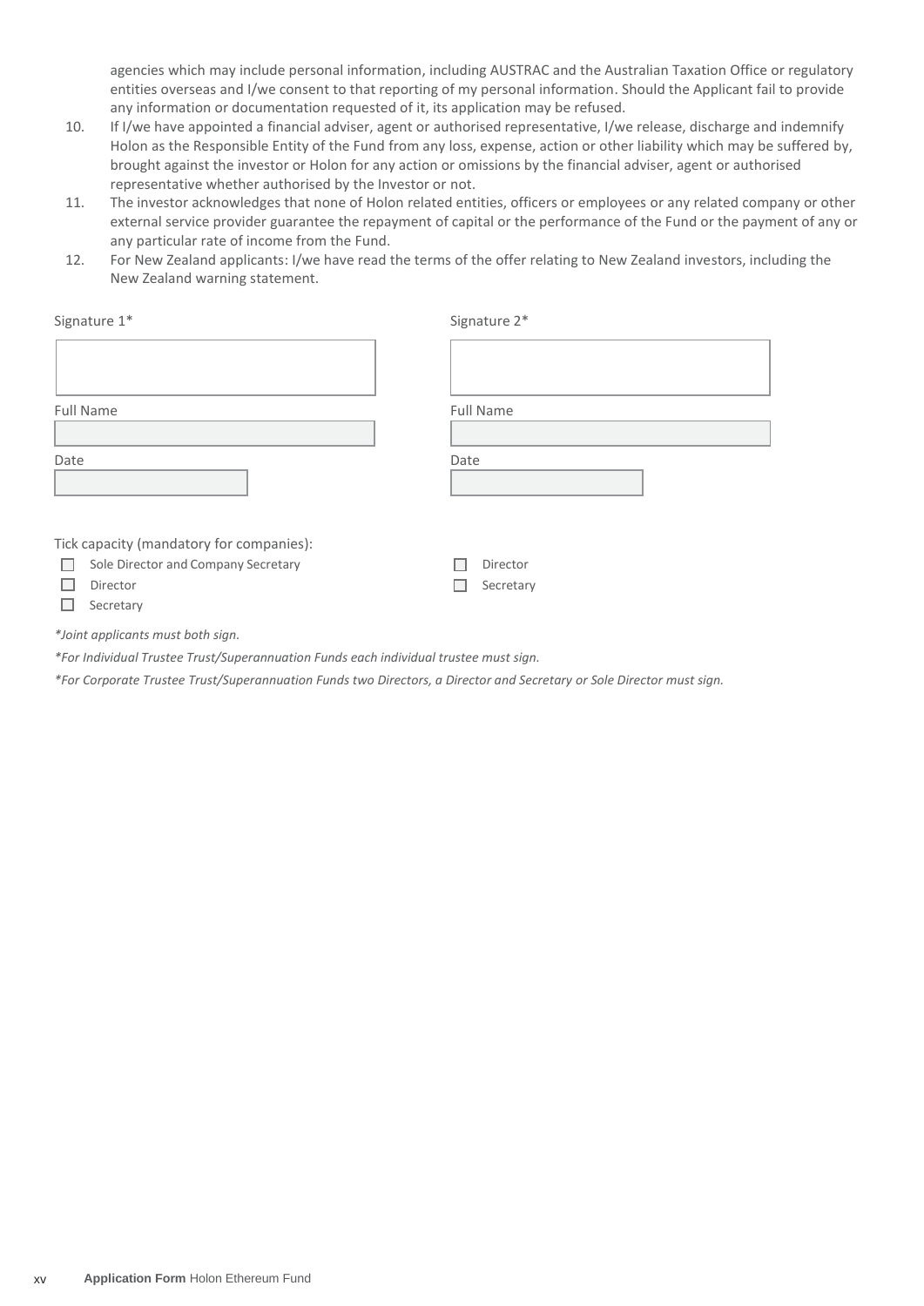agencies which may include personal information, including AUSTRAC and the Australian Taxation Office or regulatory entities overseas and I/we consent to that reporting of my personal information. Should the Applicant fail to provide any information or documentation requested of it, its application may be refused.

10. If I/we have appointed a financial adviser, agent or authorised representative, I/we release, discharge and indemnify Holon as the Responsible Entity of the Fund from any loss, expense, action or other liability which may be suffered by, brought against the investor or Holon for any action or omissions by the financial adviser, agent or authorised representative whether authorised by the Investor or not.
11. The investor acknowledges that none of Holon related entities, officers or employees or any related company or other external service provider guarantee the repayment of capital or the performance of the Fund or the payment of any or any particular rate of income from the Fund.
12. For New Zealand applicants: I/we have read the terms of the offer relating to New Zealand investors, including the New Zealand warning statement.

Signature 1*

Full Name

Date

Tick capacity (mandatory for companies):

- ☐ Sole Director and Company Secretary
- ☐ Director
- ☐ Secretary

Signature 2*

Full Name

Date

- ☐ Director
- ☐ Secretary

*\*Joint applicants must both sign.*

*\*For Individual Trustee Trust/Superannuation Funds each individual trustee must sign.*

*\*For Corporate Trustee Trust/Superannuation Funds two Directors, a Director and Secretary or Sole Director must sign.*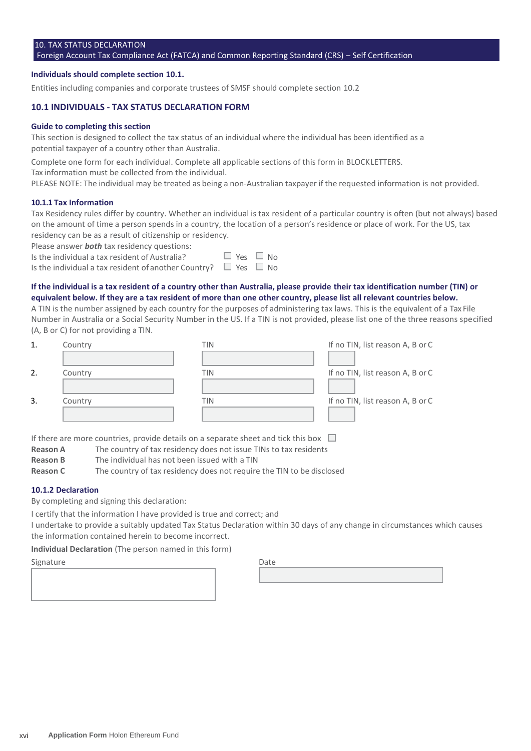## 10. TAX STATUS DECLARATION

Foreign Account Tax Compliance Act (FATCA) and Common Reporting Standard (CRS) – Self Certification

**Individuals should complete section 10.1.**

Entities including companies and corporate trustees of SMSF should complete section 10.2

### 10.1 INDIVIDUALS - TAX STATUS DECLARATION FORM

**Guide to completing this section**

This section is designed to collect the tax status of an individual where the individual has been identified as a potential taxpayer of a country other than Australia.

Complete one form for each individual. Complete all applicable sections of this form in BLOCKLETTERS.
Tax information must be collected from the individual.
PLEASE NOTE: The individual may be treated as being a non-Australian taxpayer if the requested information is not provided.

**10.1.1 Tax Information**

Tax Residency rules differ by country. Whether an individual is tax resident of a particular country is often (but not always) based on the amount of time a person spends in a country, the location of a person's residence or place of work. For the US, tax residency can be as a result of citizenship or residency.

Please answer ***both*** tax residency questions:

Is the individual a tax resident of Australia? ☐ Yes ☐ No

Is the individual a tax resident of another Country? ☐ Yes ☐ No

**If the individual is a tax resident of a country other than Australia, please provide their tax identification number (TIN) or equivalent below. If they are a tax resident of more than one other country, please list all relevant countries below.**

A TIN is the number assigned by each country for the purposes of administering tax laws. This is the equivalent of a Tax File Number in Australia or a Social Security Number in the US. If a TIN is not provided, please list one of the three reasons specified (A, B or C) for not providing a TIN.

| | Country | TIN | If no TIN, list reason A, B or C |
|---|---|---|---|
| 1. | | | |
| 2. | | | |
| 3. | | | |

If there are more countries, provide details on a separate sheet and tick this box ☐

**Reason A** The country of tax residency does not issue TINs to tax residents

**Reason B** The individual has not been issued with a TIN

**Reason C** The country of tax residency does not require the TIN to be disclosed

**10.1.2 Declaration**

By completing and signing this declaration:

I certify that the information I have provided is true and correct; and

I undertake to provide a suitably updated Tax Status Declaration within 30 days of any change in circumstances which causes the information contained herein to become incorrect.

**Individual Declaration** (The person named in this form)

Signature

Date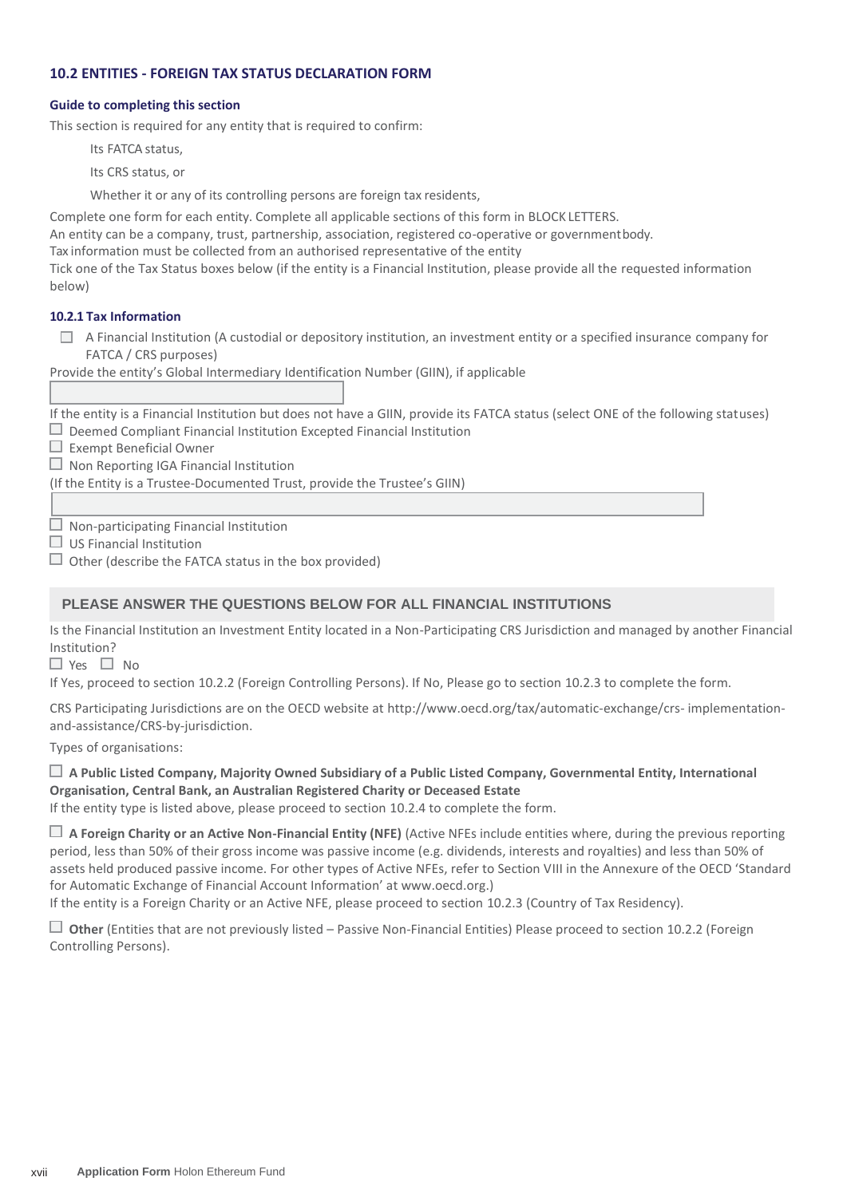## 10.2 ENTITIES - FOREIGN TAX STATUS DECLARATION FORM

### Guide to completing this section

This section is required for any entity that is required to confirm:

- Its FATCA status,
- Its CRS status, or
- Whether it or any of its controlling persons are foreign tax residents,

Complete one form for each entity. Complete all applicable sections of this form in BLOCK LETTERS.

An entity can be a company, trust, partnership, association, registered co-operative or government body.

Tax information must be collected from an authorised representative of the entity

Tick one of the Tax Status boxes below (if the entity is a Financial Institution, please provide all the requested information below)

### 10.2.1 Tax Information

☐ A Financial Institution (A custodial or depository institution, an investment entity or a specified insurance company for FATCA / CRS purposes)

Provide the entity's Global Intermediary Identification Number (GIIN), if applicable

[ ]

If the entity is a Financial Institution but does not have a GIIN, provide its FATCA status (select ONE of the following statuses)

☐ Deemed Compliant Financial Institution Excepted Financial Institution

☐ Exempt Beneficial Owner

☐ Non Reporting IGA Financial Institution

(If the Entity is a Trustee-Documented Trust, provide the Trustee's GIIN)

[ ]

☐ Non-participating Financial Institution

☐ US Financial Institution

☐ Other (describe the FATCA status in the box provided)

### PLEASE ANSWER THE QUESTIONS BELOW FOR ALL FINANCIAL INSTITUTIONS

Is the Financial Institution an Investment Entity located in a Non-Participating CRS Jurisdiction and managed by another Financial Institution?

☐ Yes ☐ No

If Yes, proceed to section 10.2.2 (Foreign Controlling Persons). If No, Please go to section 10.2.3 to complete the form.

CRS Participating Jurisdictions are on the OECD website at http://www.oecd.org/tax/automatic-exchange/crs- implementation-and-assistance/CRS-by-jurisdiction.

Types of organisations:

☐ **A Public Listed Company, Majority Owned Subsidiary of a Public Listed Company, Governmental Entity, International Organisation, Central Bank, an Australian Registered Charity or Deceased Estate**

If the entity type is listed above, please proceed to section 10.2.4 to complete the form.

☐ **A Foreign Charity or an Active Non-Financial Entity (NFE)** (Active NFEs include entities where, during the previous reporting period, less than 50% of their gross income was passive income (e.g. dividends, interests and royalties) and less than 50% of assets held produced passive income. For other types of Active NFEs, refer to Section VIII in the Annexure of the OECD 'Standard for Automatic Exchange of Financial Account Information' at www.oecd.org.)

If the entity is a Foreign Charity or an Active NFE, please proceed to section 10.2.3 (Country of Tax Residency).

☐ **Other** (Entities that are not previously listed – Passive Non-Financial Entities) Please proceed to section 10.2.2 (Foreign Controlling Persons).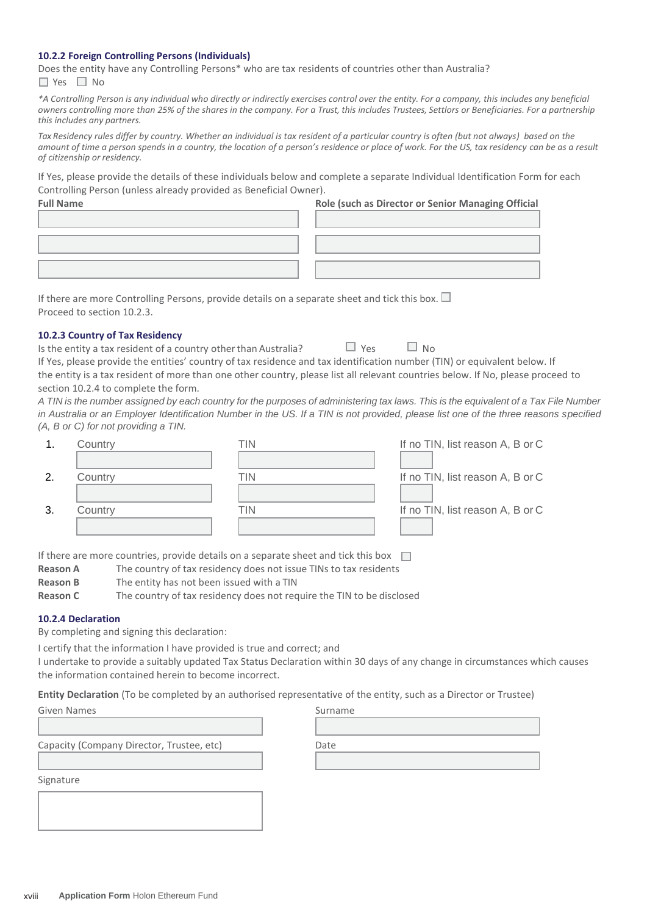### 10.2.2 Foreign Controlling Persons (Individuals)

Does the entity have any Controlling Persons* who are tax residents of countries other than Australia?

☐ Yes ☐ No

*\*A Controlling Person is any individual who directly or indirectly exercises control over the entity. For a company, this includes any beneficial owners controlling more than 25% of the shares in the company. For a Trust, this includes Trustees, Settlors or Beneficiaries. For a partnership this includes any partners.*

*Tax Residency rules differ by country. Whether an individual is tax resident of a particular country is often (but not always) based on the amount of time a person spends in a country, the location of a person's residence or place of work. For the US, tax residency can be as a result of citizenship or residency.*

If Yes, please provide the details of these individuals below and complete a separate Individual Identification Form for each Controlling Person (unless already provided as Beneficial Owner).

| Full Name | Role (such as Director or Senior Managing Official |
|---|---|
| | |
| | |
| | |

If there are more Controlling Persons, provide details on a separate sheet and tick this box. ☐

Proceed to section 10.2.3.

### 10.2.3 Country of Tax Residency

Is the entity a tax resident of a country other than Australia? ☐ Yes ☐ No

If Yes, please provide the entities' country of tax residence and tax identification number (TIN) or equivalent below. If the entity is a tax resident of more than one other country, please list all relevant countries below. If No, please proceed to section 10.2.4 to complete the form.

*A TIN is the number assigned by each country for the purposes of administering tax laws. This is the equivalent of a Tax File Number in Australia or an Employer Identification Number in the US. If a TIN is not provided, please list one of the three reasons specified (A, B or C) for not providing a TIN.*

| | Country | TIN | If no TIN, list reason A, B or C |
|---|---|---|---|
| 1. | | | |
| 2. | | | |
| 3. | | | |

If there are more countries, provide details on a separate sheet and tick this box ☐

**Reason A** The country of tax residency does not issue TINs to tax residents

**Reason B** The entity has not been issued with a TIN

**Reason C** The country of tax residency does not require the TIN to be disclosed

### 10.2.4 Declaration

By completing and signing this declaration:

I certify that the information I have provided is true and correct; and

I undertake to provide a suitably updated Tax Status Declaration within 30 days of any change in circumstances which causes the information contained herein to become incorrect.

**Entity Declaration** (To be completed by an authorised representative of the entity, such as a Director or Trustee)

Given Names

Surname

Capacity (Company Director, Trustee, etc)

Date

Signature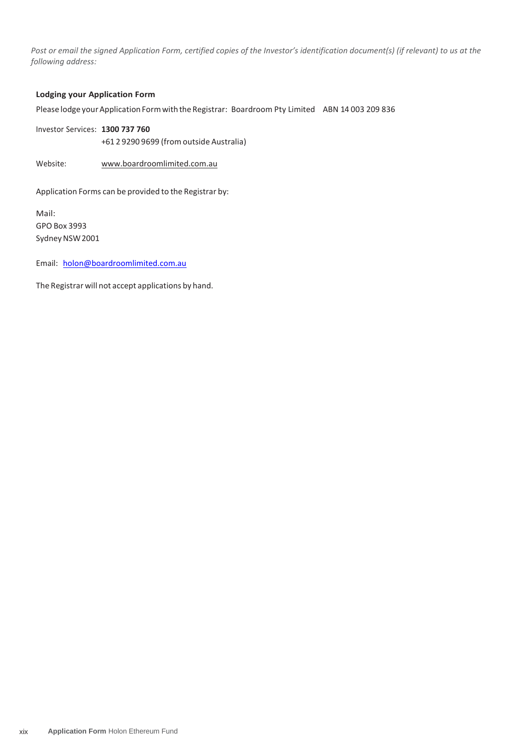*Post or email the signed Application Form, certified copies of the Investor's identification document(s) (if relevant) to us at the following address:*

**Lodging your Application Form**

Please lodge your Application Form with the Registrar: Boardroom Pty Limited ABN 14 003 209 836

Investor Services: **1300 737 760**
+61 2 9290 9699 (from outside Australia)

Website: www.boardroomlimited.com.au

Application Forms can be provided to the Registrar by:

Mail:
GPO Box 3993
Sydney NSW 2001

Email: holon@boardroomlimited.com.au

The Registrar will not accept applications by hand.